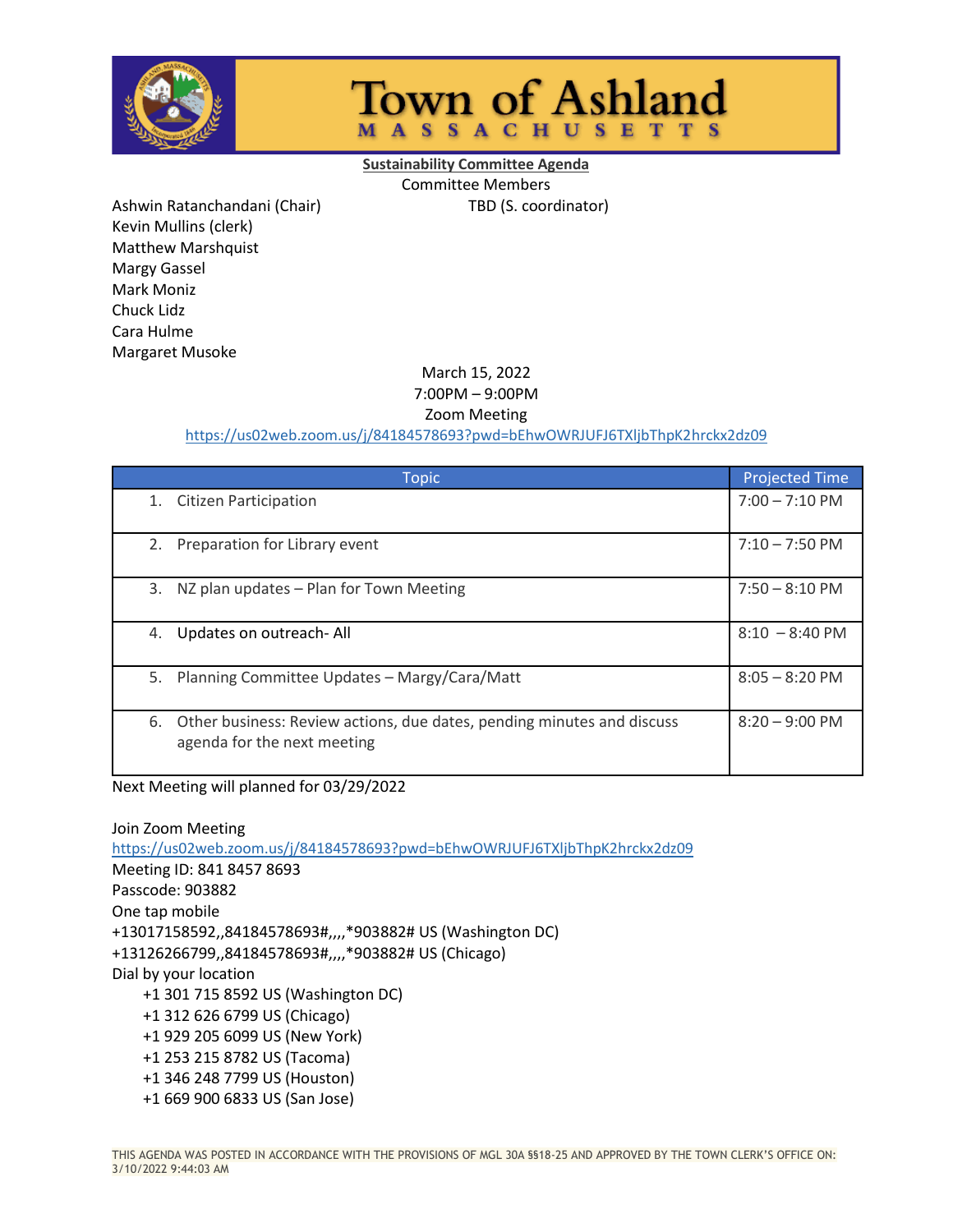# Town of Ashland

MASSACHUSETTS

**Sustainability Committee Agenda**

Committee Members

Ashwin Ratanchandani (Chair)
Kevin Mullins (clerk)
Matthew Marshquist
Margy Gassel
Mark Moniz
Chuck Lidz
Cara Hulme
Margaret Musoke

TBD (S. coordinator)

March 15, 2022
7:00PM – 9:00PM
Zoom Meeting
https://us02web.zoom.us/j/84184578693?pwd=bEhwOWRJUFJ6TXljbThpK2hrckx2dz09

| Topic | Projected Time |
|---|---|
| 1. Citizen Participation | 7:00 – 7:10 PM |
| 2. Preparation for Library event | 7:10 – 7:50 PM |
| 3. NZ plan updates – Plan for Town Meeting | 7:50 – 8:10 PM |
| 4. Updates on outreach- All | 8:10 – 8:40 PM |
| 5. Planning Committee Updates – Margy/Cara/Matt | 8:05 – 8:20 PM |
| 6. Other business: Review actions, due dates, pending minutes and discuss agenda for the next meeting | 8:20 – 9:00 PM |

Next Meeting will planned for 03/29/2022

Join Zoom Meeting
https://us02web.zoom.us/j/84184578693?pwd=bEhwOWRJUFJ6TXljbThpK2hrckx2dz09
Meeting ID: 841 8457 8693
Passcode: 903882
One tap mobile
+13017158592,,84184578693#,,,,*903882# US (Washington DC)
+13126266799,,84184578693#,,,,*903882# US (Chicago)
Dial by your location
+1 301 715 8592 US (Washington DC)
+1 312 626 6799 US (Chicago)
+1 929 205 6099 US (New York)
+1 253 215 8782 US (Tacoma)
+1 346 248 7799 US (Houston)
+1 669 900 6833 US (San Jose)

THIS AGENDA WAS POSTED IN ACCORDANCE WITH THE PROVISIONS OF MGL 30A §§18-25 AND APPROVED BY THE TOWN CLERK'S OFFICE ON: 3/10/2022 9:44:03 AM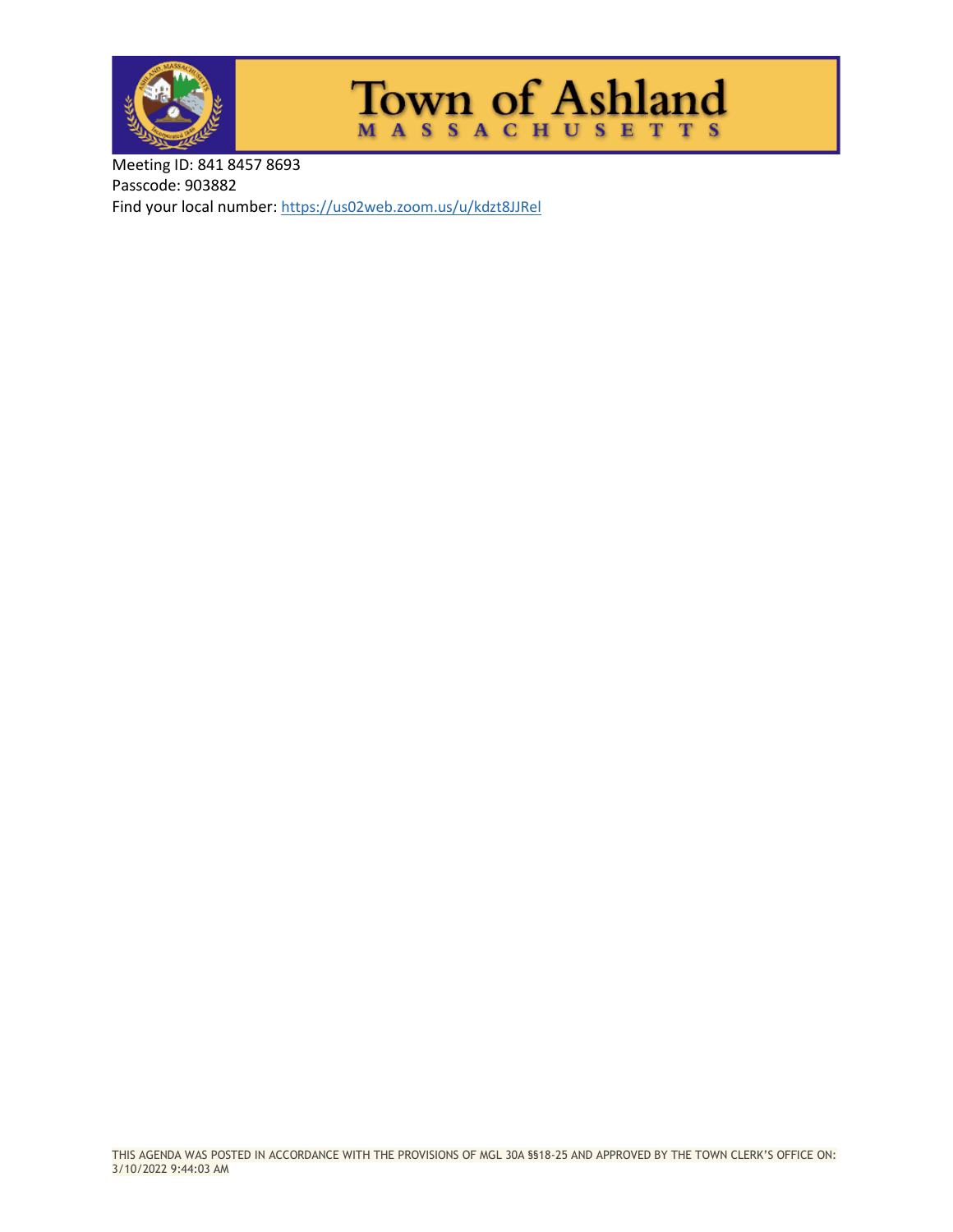Meeting ID: 841 8457 8693
Passcode: 903882
Find your local number: https://us02web.zoom.us/u/kdzt8JJRel